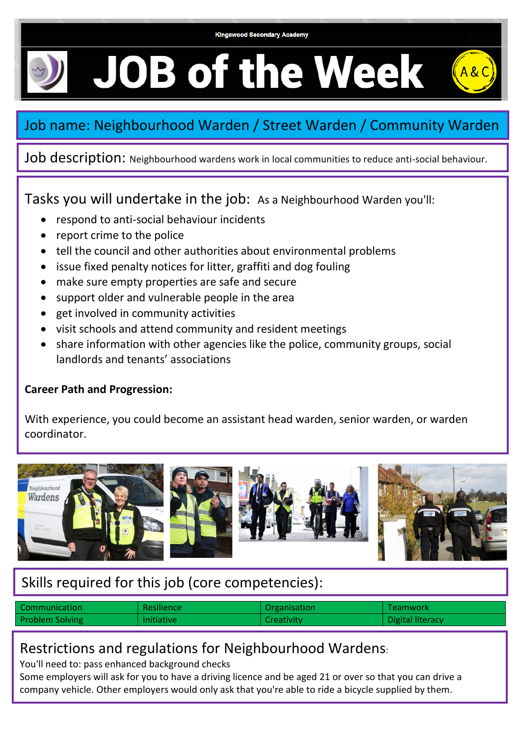Kingswood Secondary Academy

# JOB of the Week

A&C

## Job name: Neighbourhood Warden / Street Warden / Community Warden

**Job description:** Neighbourhood wardens work in local communities to reduce anti-social behaviour.

## Tasks you will undertake in the job:

As a Neighbourhood Warden you'll:

- respond to anti-social behaviour incidents
- report crime to the police
- tell the council and other authorities about environmental problems
- issue fixed penalty notices for litter, graffiti and dog fouling
- make sure empty properties are safe and secure
- support older and vulnerable people in the area
- get involved in community activities
- visit schools and attend community and resident meetings
- share information with other agencies like the police, community groups, social landlords and tenants' associations

**Career Path and Progression:**

With experience, you could become an assistant head warden, senior warden, or warden coordinator.

## Skills required for this job (core competencies):

| | | | |
|---|---|---|---|
| Communication | Resilience | Organisation | Teamwork |
| Problem Solving | Initiative | Creativity | Digital literacy |

## Restrictions and regulations for Neighbourhood Wardens:

You'll need to: pass enhanced background checks

Some employers will ask for you to have a driving licence and be aged 21 or over so that you can drive a company vehicle. Other employers would only ask that you're able to ride a bicycle supplied by them.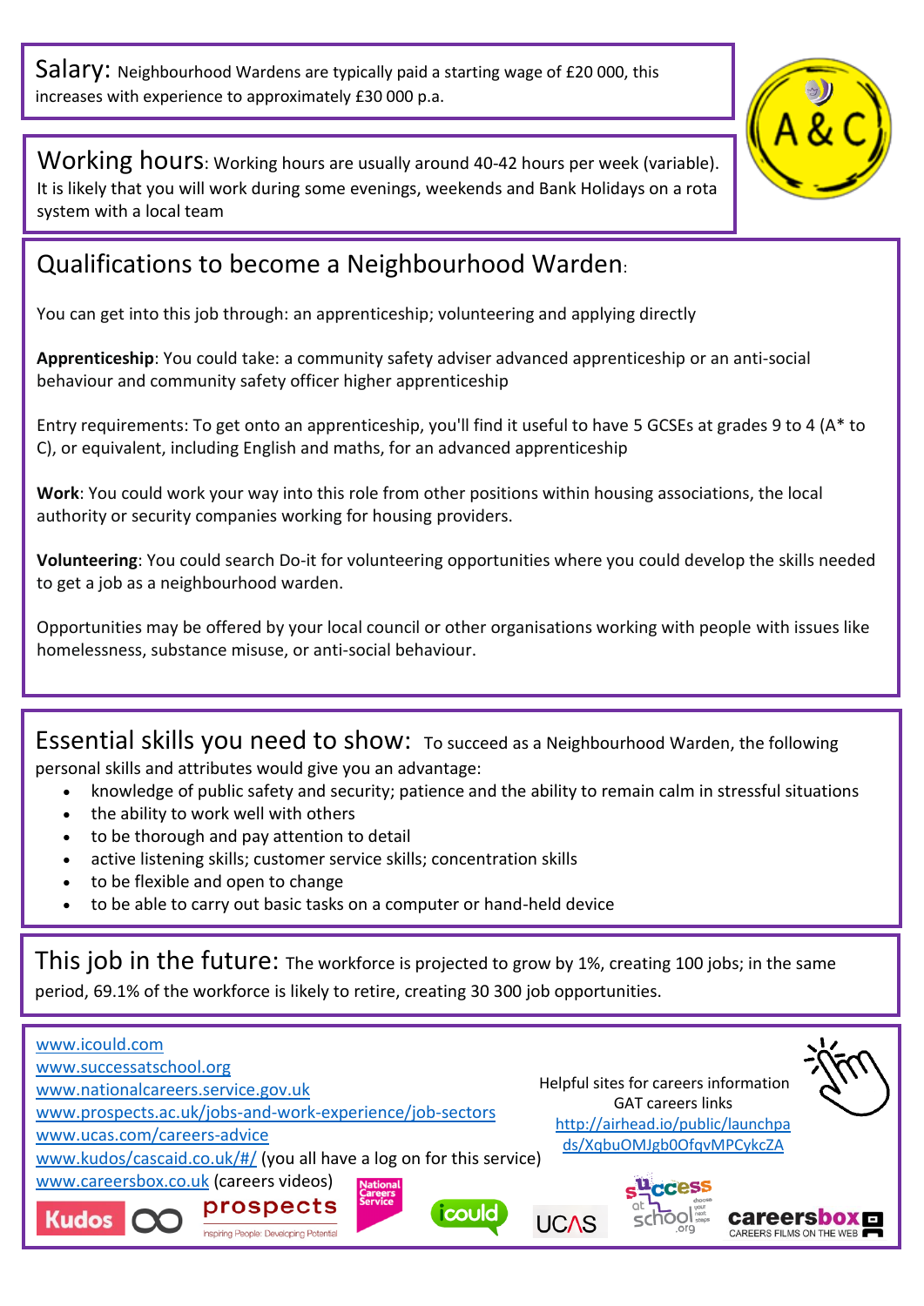**Salary:** Neighbourhood Wardens are typically paid a starting wage of £20 000, this increases with experience to approximately £30 000 p.a.

**Working hours:** Working hours are usually around 40-42 hours per week (variable). It is likely that you will work during some evenings, weekends and Bank Holidays on a rota system with a local team

## Qualifications to become a Neighbourhood Warden:

You can get into this job through: an apprenticeship; volunteering and applying directly

**Apprenticeship**: You could take: a community safety adviser advanced apprenticeship or an anti-social behaviour and community safety officer higher apprenticeship

Entry requirements: To get onto an apprenticeship, you'll find it useful to have 5 GCSEs at grades 9 to 4 (A* to C), or equivalent, including English and maths, for an advanced apprenticeship

**Work**: You could work your way into this role from other positions within housing associations, the local authority or security companies working for housing providers.

**Volunteering**: You could search Do-it for volunteering opportunities where you could develop the skills needed to get a job as a neighbourhood warden.

Opportunities may be offered by your local council or other organisations working with people with issues like homelessness, substance misuse, or anti-social behaviour.

## Essential skills you need to show:

To succeed as a Neighbourhood Warden, the following personal skills and attributes would give you an advantage:

- knowledge of public safety and security; patience and the ability to remain calm in stressful situations
- the ability to work well with others
- to be thorough and pay attention to detail
- active listening skills; customer service skills; concentration skills
- to be flexible and open to change
- to be able to carry out basic tasks on a computer or hand-held device

## This job in the future:

The workforce is projected to grow by 1%, creating 100 jobs; in the same period, 69.1% of the workforce is likely to retire, creating 30 300 job opportunities.

www.icould.com
www.successatschool.org
www.nationalcareers.service.gov.uk
www.prospects.ac.uk/jobs-and-work-experience/job-sectors
www.ucas.com/careers-advice
www.kudos/cascaid.co.uk/#/ (you all have a log on for this service)
www.careersbox.co.uk (careers videos)

Helpful sites for careers information
GAT careers links
http://airhead.io/public/launchpads/XqbuOMJgb0OfqvMPCykcZA